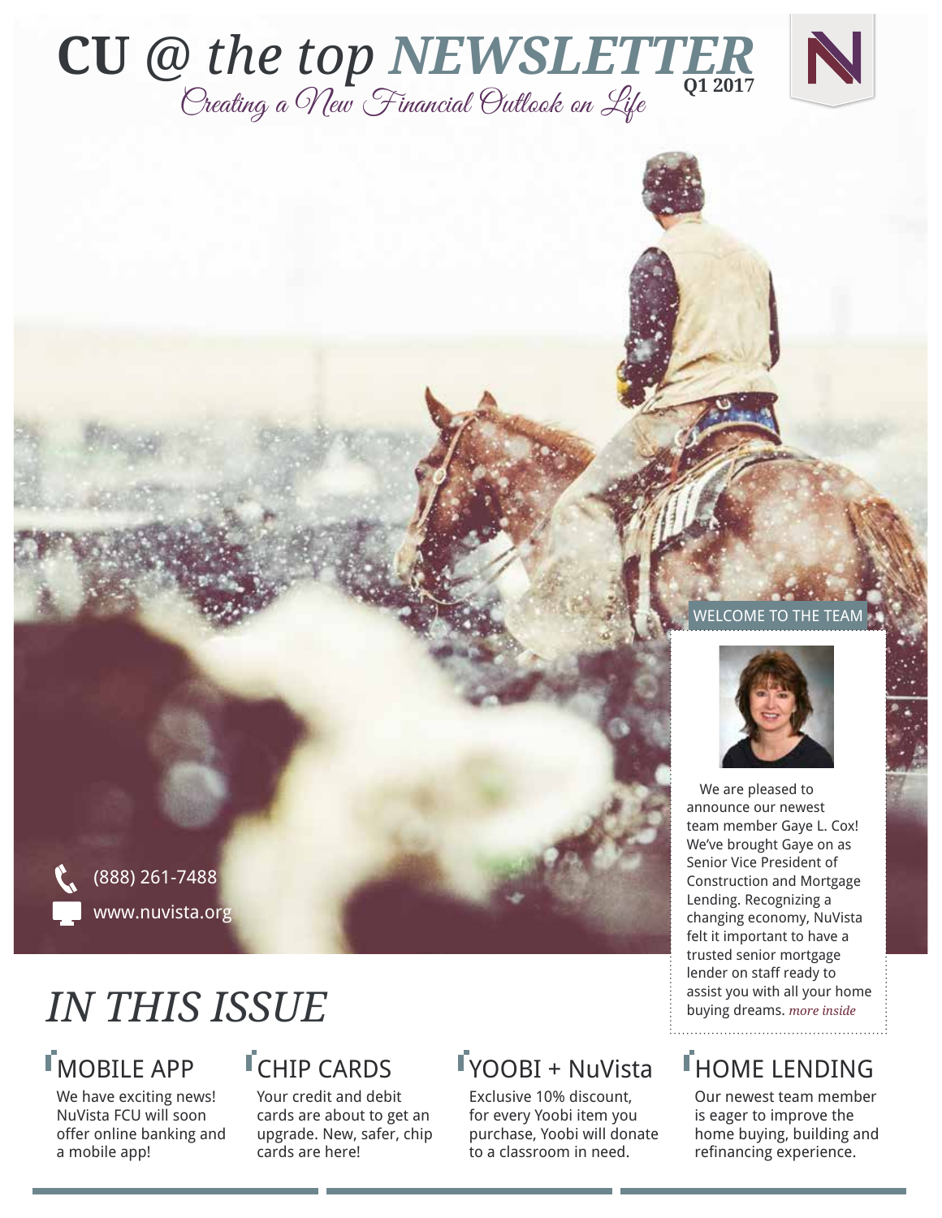# CU @ the top NEWSLETTER

*Creating a New Financial Outlook on Life*

Q1 2017

(888) 261-7488

www.nuvista.org

## WELCOME TO THE TEAM

We are pleased to announce our newest team member Gaye L. Cox! We've brought Gaye on as Senior Vice President of Construction and Mortgage Lending. Recognizing a changing economy, NuVista felt it important to have a trusted senior mortgage lender on staff ready to assist you with all your home buying dreams. *more inside*

# *IN THIS ISSUE*

## MOBILE APP

We have exciting news! NuVista FCU will soon offer online banking and a mobile app!

## CHIP CARDS

Your credit and debit cards are about to get an upgrade. New, safer, chip cards are here!

## YOOBI + NuVista

Exclusive 10% discount, for every Yoobi item you purchase, Yoobi will donate to a classroom in need.

## HOME LENDING

Our newest team member is eager to improve the home buying, building and refinancing experience.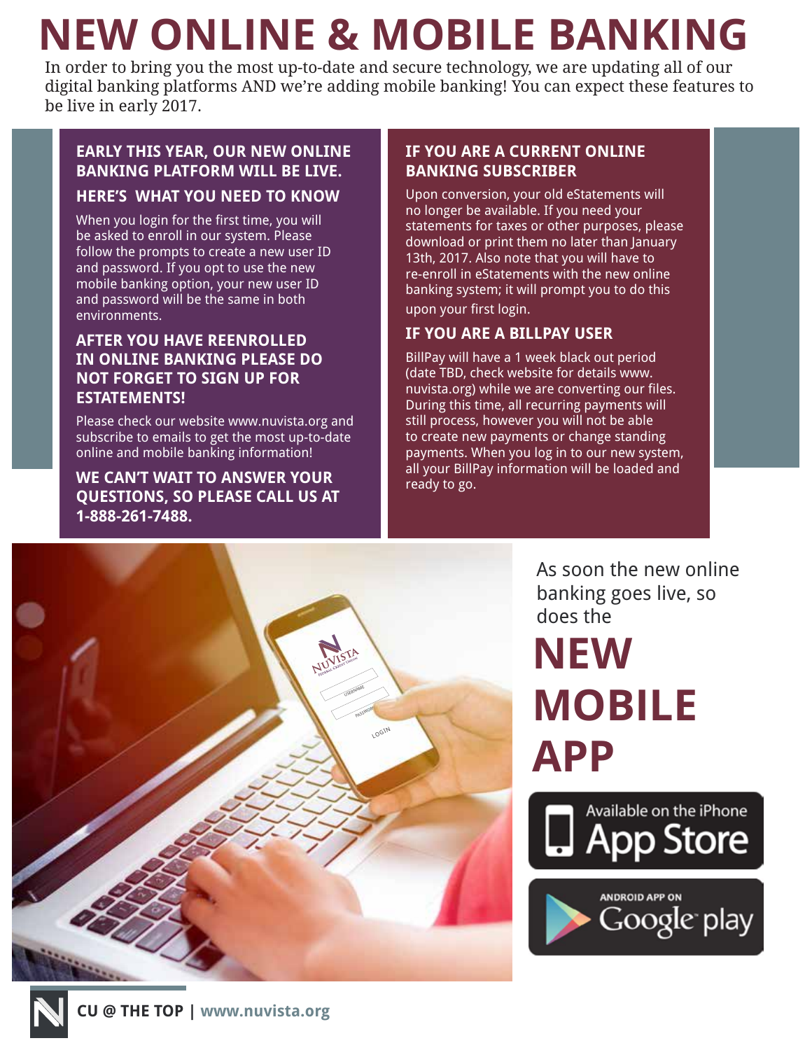# NEW ONLINE & MOBILE BANKING

In order to bring you the most up-to-date and secure technology, we are updating all of our digital banking platforms AND we're adding mobile banking! You can expect these features to be live in early 2017.

## EARLY THIS YEAR, OUR NEW ONLINE BANKING PLATFORM WILL BE LIVE.

### HERE'S WHAT YOU NEED TO KNOW

When you login for the first time, you will be asked to enroll in our system. Please follow the prompts to create a new user ID and password. If you opt to use the new mobile banking option, your new user ID and password will be the same in both environments.

### AFTER YOU HAVE REENROLLED IN ONLINE BANKING PLEASE DO NOT FORGET TO SIGN UP FOR ESTATEMENTS!

Please check our website www.nuvista.org and subscribe to emails to get the most up-to-date online and mobile banking information!

**WE CAN'T WAIT TO ANSWER YOUR QUESTIONS, SO PLEASE CALL US AT 1-888-261-7488.**

## IF YOU ARE A CURRENT ONLINE BANKING SUBSCRIBER

Upon conversion, your old eStatements will no longer be available. If you need your statements for taxes or other purposes, please download or print them no later than January 13th, 2017. Also note that you will have to re-enroll in eStatements with the new online banking system; it will prompt you to do this upon your first login.

## IF YOU ARE A BILLPAY USER

BillPay will have a 1 week black out period (date TBD, check website for details www.nuvista.org) while we are converting our files. During this time, all recurring payments will still process, however you will not be able to create new payments or change standing payments. When you log in to our new system, all your BillPay information will be loaded and ready to go.

As soon the new online banking goes live, so does the

# NEW MOBILE APP

Available on the iPhone App Store

Android App on Google play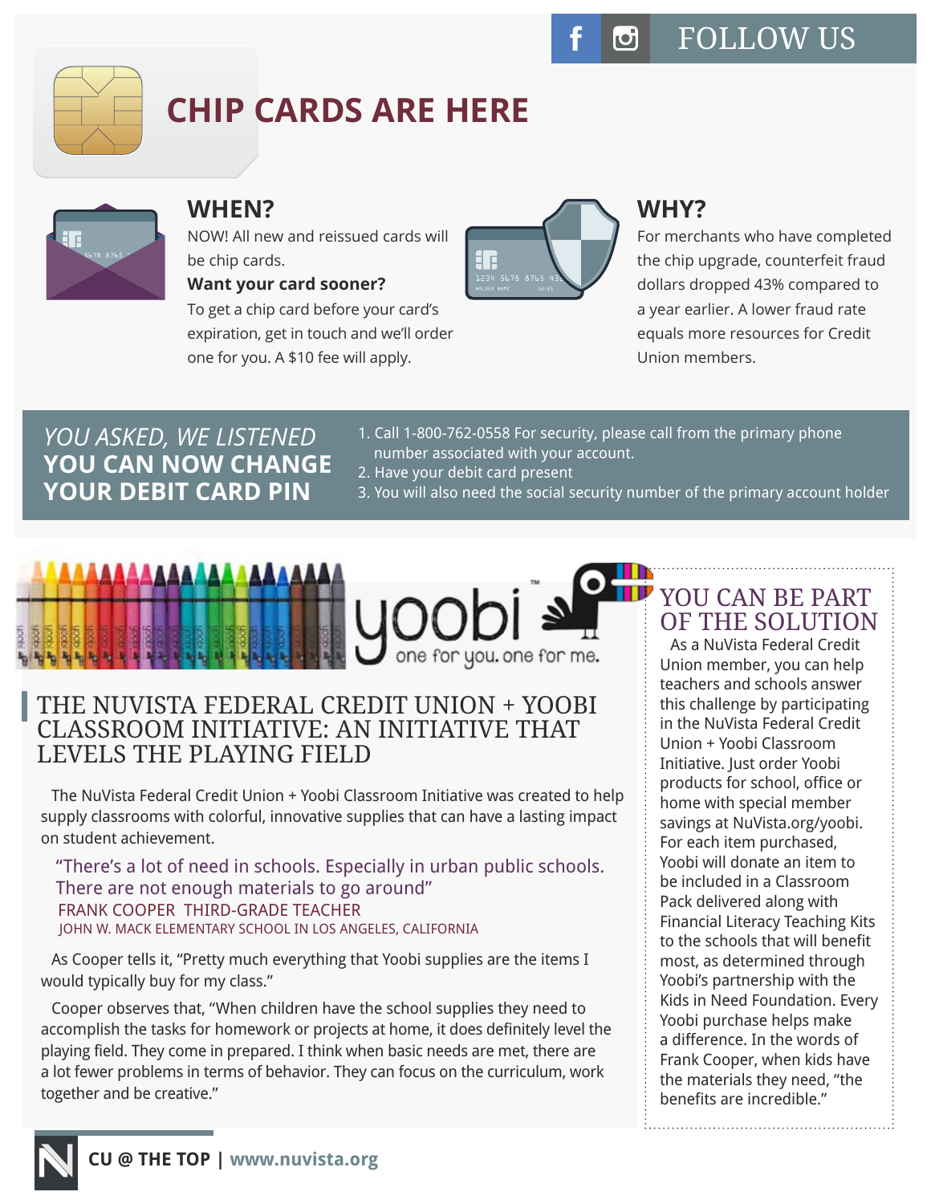FOLLOW US

# CHIP CARDS ARE HERE

## WHEN?

NOW! All new and reissued cards will be chip cards.

**Want your card sooner?**

To get a chip card before your card's expiration, get in touch and we'll order one for you. A $10 fee will apply.

## WHY?

For merchants who have completed the chip upgrade, counterfeit fraud dollars dropped 43% compared to a year earlier. A lower fraud rate equals more resources for Credit Union members.

## *YOU ASKED, WE LISTENED* YOU CAN NOW CHANGE YOUR DEBIT CARD PIN

1. Call 1-800-762-0558 For security, please call from the primary phone number associated with your account.
2. Have your debit card present
3. You will also need the social security number of the primary account holder

yoobi™ one for you. one for me.

## THE NUVISTA FEDERAL CREDIT UNION + YOOBI CLASSROOM INITIATIVE: AN INITIATIVE THAT LEVELS THE PLAYING FIELD

The NuVista Federal Credit Union + Yoobi Classroom Initiative was created to help supply classrooms with colorful, innovative supplies that can have a lasting impact on student achievement.

> "There's a lot of need in schools. Especially in urban public schools. There are not enough materials to go around"
>
> FRANK COOPER THIRD-GRADE TEACHER
>
> JOHN W. MACK ELEMENTARY SCHOOL IN LOS ANGELES, CALIFORNIA

As Cooper tells it, "Pretty much everything that Yoobi supplies are the items I would typically buy for my class."

Cooper observes that, "When children have the school supplies they need to accomplish the tasks for homework or projects at home, it does definitely level the playing field. They come in prepared. I think when basic needs are met, there are a lot fewer problems in terms of behavior. They can focus on the curriculum, work together and be creative."

## YOU CAN BE PART OF THE SOLUTION

As a NuVista Federal Credit Union member, you can help teachers and schools answer this challenge by participating in the NuVista Federal Credit Union + Yoobi Classroom Initiative. Just order Yoobi products for school, office or home with special member savings at NuVista.org/yoobi. For each item purchased, Yoobi will donate an item to be included in a Classroom Pack delivered along with Financial Literacy Teaching Kits to the schools that will benefit most, as determined through Yoobi's partnership with the Kids in Need Foundation. Every Yoobi purchase helps make a difference. In the words of Frank Cooper, when kids have the materials they need, "the benefits are incredible."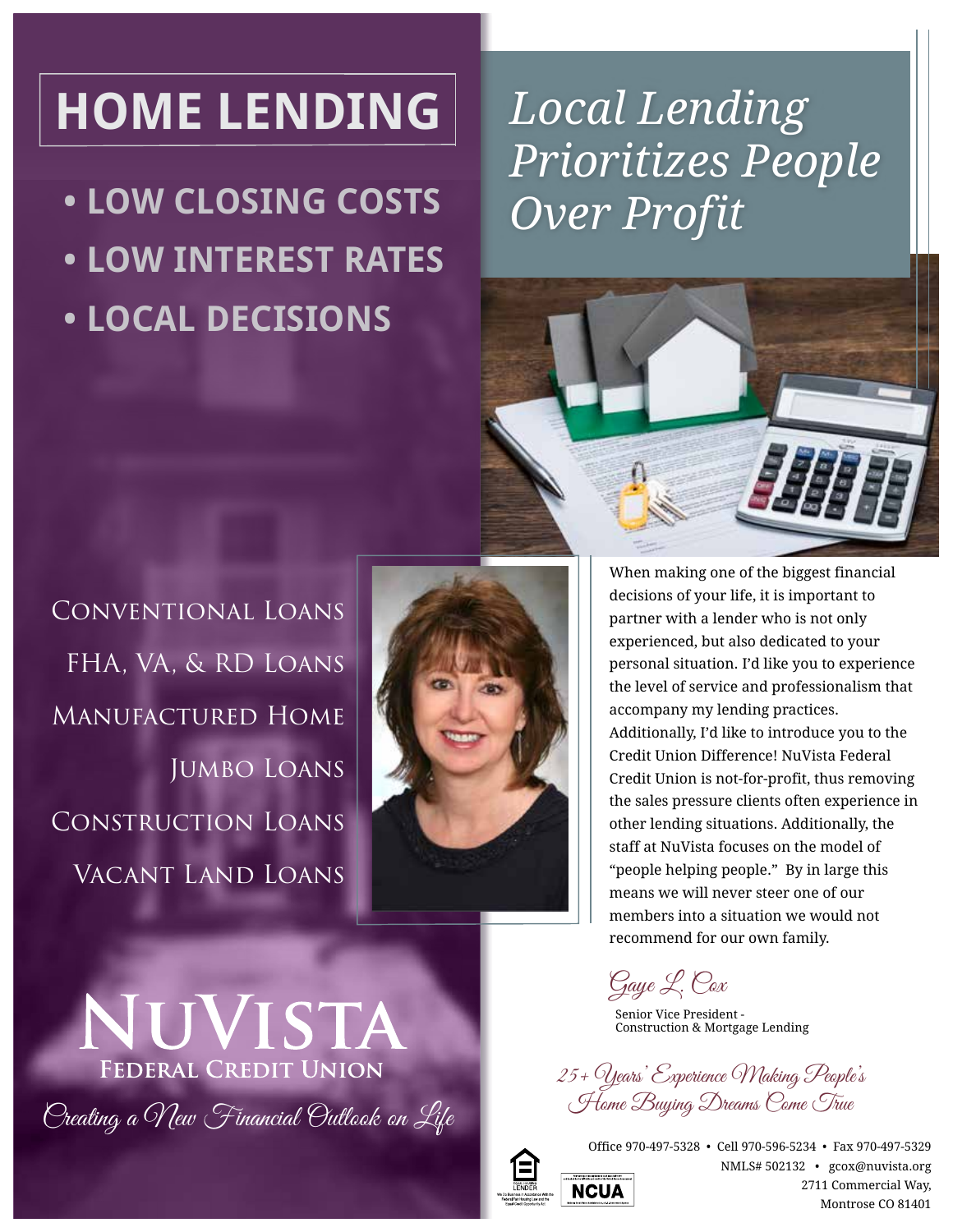# HOME LENDING

- **LOW CLOSING COSTS**
- **LOW INTEREST RATES**
- **LOCAL DECISIONS**

## *Local Lending Prioritizes People Over Profit*

Conventional Loans

FHA, VA, & RD Loans

Manufactured Home

Jumbo Loans

Construction Loans

Vacant Land Loans

When making one of the biggest financial decisions of your life, it is important to partner with a lender who is not only experienced, but also dedicated to your personal situation. I'd like you to experience the level of service and professionalism that accompany my lending practices. Additionally, I'd like to introduce you to the Credit Union Difference! NuVista Federal Credit Union is not-for-profit, thus removing the sales pressure clients often experience in other lending situations. Additionally, the staff at NuVista focuses on the model of "people helping people." By in large this means we will never steer one of our members into a situation we would not recommend for our own family.

*Gaye L. Cox*

Senior Vice President -
Construction & Mortgage Lending

*25+ Years' Experience Making People's Home Buying Dreams Come True*

**NUVISTA**
**FEDERAL CREDIT UNION**

*Creating a New Financial Outlook on Life*

Office 970-497-5328 • Cell 970-596-5234 • Fax 970-497-5329
NMLS# 502132 • gcox@nuvista.org
2711 Commercial Way,
Montrose CO 81401

EQUAL HOUSING LENDER

NCUA